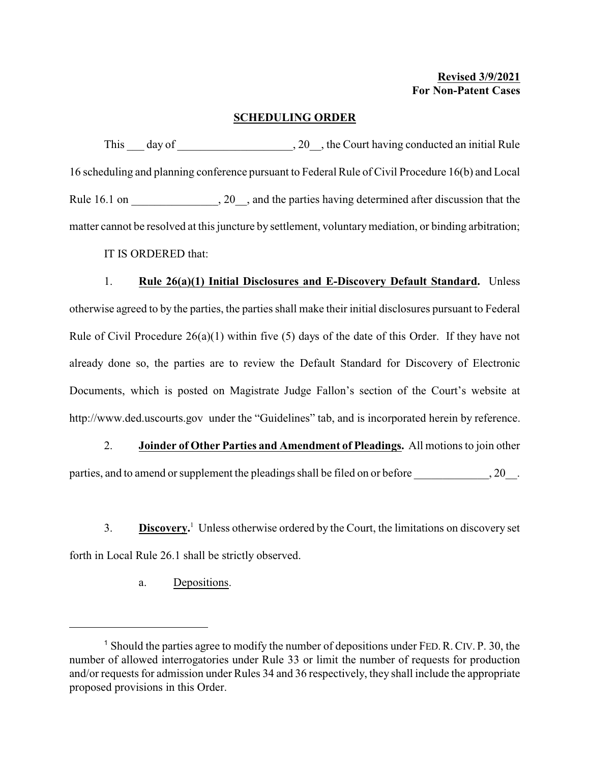**Revised 3/9/2021**
**For Non-Patent Cases**

# SCHEDULING ORDER

This ___ day of ____________________, 20__, the Court having conducted an initial Rule 16 scheduling and planning conference pursuant to Federal Rule of Civil Procedure 16(b) and Local Rule 16.1 on _______________, 20__, and the parties having determined after discussion that the matter cannot be resolved at this juncture by settlement, voluntary mediation, or binding arbitration;

IT IS ORDERED that:

1. **Rule 26(a)(1) Initial Disclosures and E-Discovery Default Standard.** Unless otherwise agreed to by the parties, the parties shall make their initial disclosures pursuant to Federal Rule of Civil Procedure 26(a)(1) within five (5) days of the date of this Order. If they have not already done so, the parties are to review the Default Standard for Discovery of Electronic Documents, which is posted on Magistrate Judge Fallon's section of the Court's website at http://www.ded.uscourts.gov under the "Guidelines" tab, and is incorporated herein by reference.

2. **Joinder of Other Parties and Amendment of Pleadings.** All motions to join other parties, and to amend or supplement the pleadings shall be filed on or before _____________, 20__.

3. **Discovery.**[1] Unless otherwise ordered by the Court, the limitations on discovery set forth in Local Rule 26.1 shall be strictly observed.

   a. Depositions.

---

[1] Should the parties agree to modify the number of depositions under FED. R. CIV. P. 30, the number of allowed interrogatories under Rule 33 or limit the number of requests for production and/or requests for admission under Rules 34 and 36 respectively, they shall include the appropriate proposed provisions in this Order.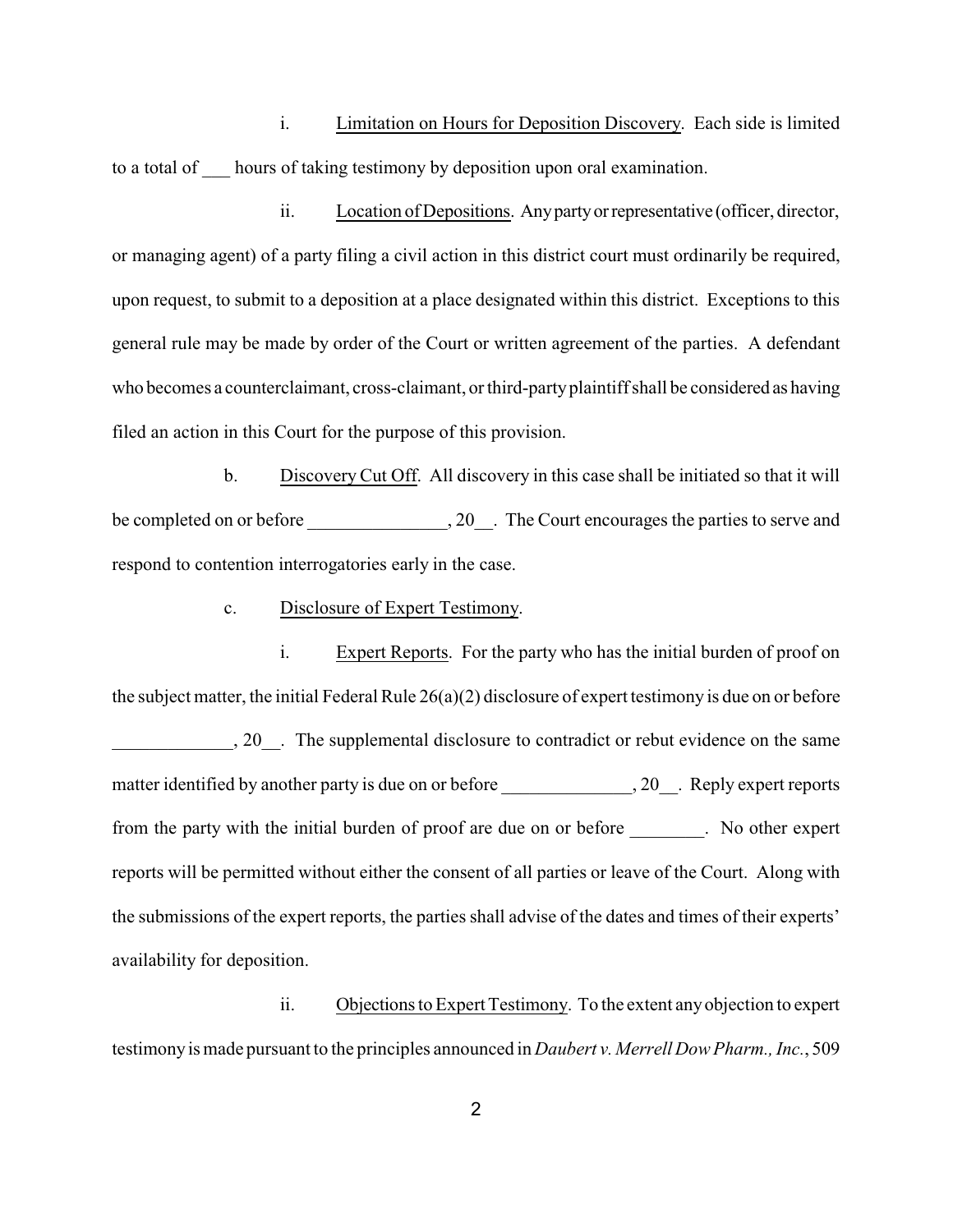i. <u>Limitation on Hours for Deposition Discovery</u>. Each side is limited to a total of ___ hours of taking testimony by deposition upon oral examination.

ii. <u>Location of Depositions</u>. Any party or representative (officer, director, or managing agent) of a party filing a civil action in this district court must ordinarily be required, upon request, to submit to a deposition at a place designated within this district. Exceptions to this general rule may be made by order of the Court or written agreement of the parties. A defendant who becomes a counterclaimant, cross-claimant, or third-party plaintiff shall be considered as having filed an action in this Court for the purpose of this provision.

b. <u>Discovery Cut Off</u>. All discovery in this case shall be initiated so that it will be completed on or before _______________, 20__. The Court encourages the parties to serve and respond to contention interrogatories early in the case.

c. <u>Disclosure of Expert Testimony</u>.

i. <u>Expert Reports</u>. For the party who has the initial burden of proof on the subject matter, the initial Federal Rule 26(a)(2) disclosure of expert testimony is due on or before _____________, 20__. The supplemental disclosure to contradict or rebut evidence on the same matter identified by another party is due on or before ______________, 20__. Reply expert reports from the party with the initial burden of proof are due on or before ________. No other expert reports will be permitted without either the consent of all parties or leave of the Court. Along with the submissions of the expert reports, the parties shall advise of the dates and times of their experts' availability for deposition.

ii. <u>Objections to Expert Testimony</u>. To the extent any objection to expert testimony is made pursuant to the principles announced in *Daubert v. Merrell Dow Pharm., Inc.*, 509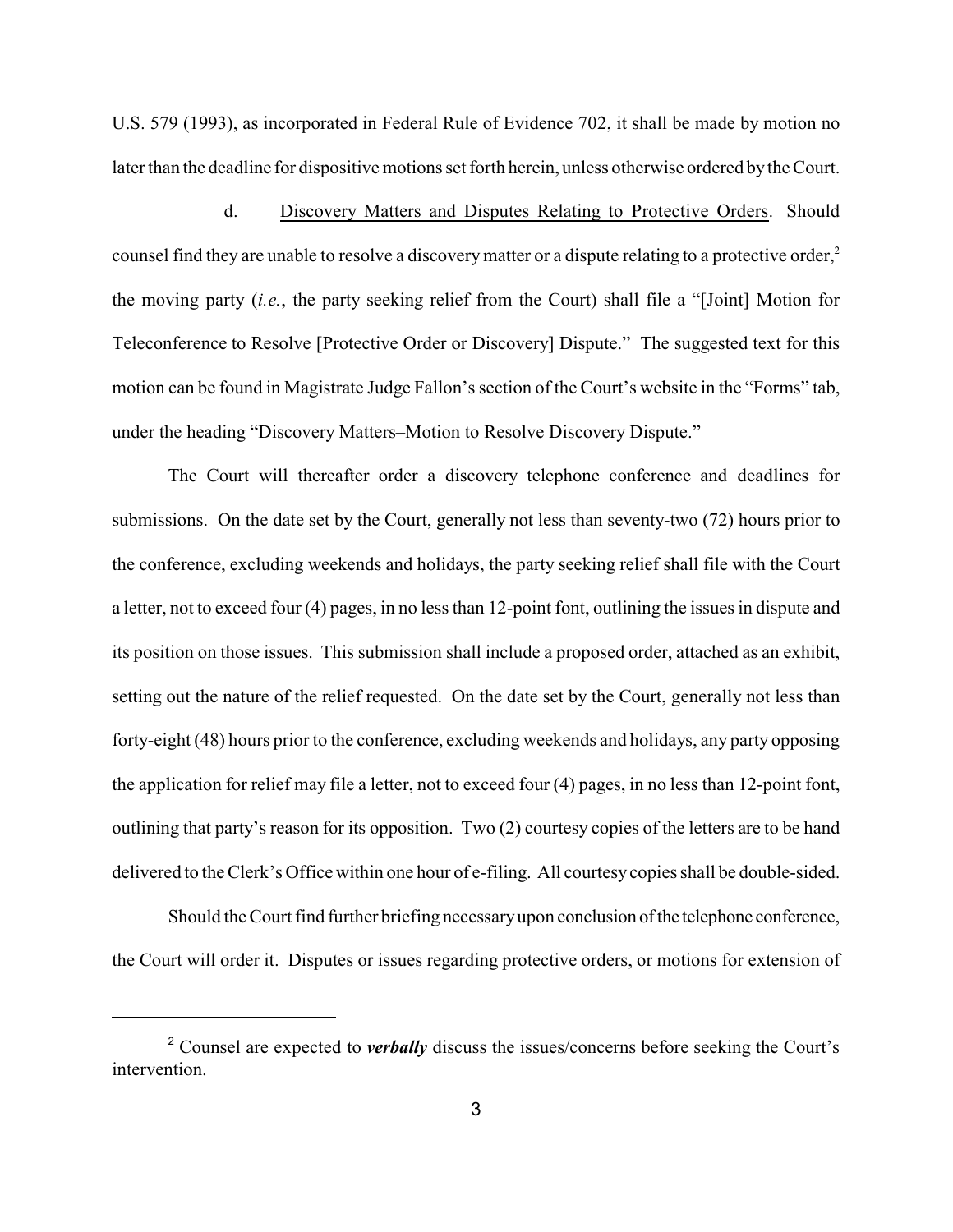U.S. 579 (1993), as incorporated in Federal Rule of Evidence 702, it shall be made by motion no later than the deadline for dispositive motions set forth herein, unless otherwise ordered by the Court.

d. Discovery Matters and Disputes Relating to Protective Orders. Should counsel find they are unable to resolve a discovery matter or a dispute relating to a protective order,[2] the moving party (*i.e.*, the party seeking relief from the Court) shall file a "[Joint] Motion for Teleconference to Resolve [Protective Order or Discovery] Dispute." The suggested text for this motion can be found in Magistrate Judge Fallon's section of the Court's website in the "Forms" tab, under the heading "Discovery Matters–Motion to Resolve Discovery Dispute."

The Court will thereafter order a discovery telephone conference and deadlines for submissions. On the date set by the Court, generally not less than seventy-two (72) hours prior to the conference, excluding weekends and holidays, the party seeking relief shall file with the Court a letter, not to exceed four (4) pages, in no less than 12-point font, outlining the issues in dispute and its position on those issues. This submission shall include a proposed order, attached as an exhibit, setting out the nature of the relief requested. On the date set by the Court, generally not less than forty-eight (48) hours prior to the conference, excluding weekends and holidays, any party opposing the application for relief may file a letter, not to exceed four (4) pages, in no less than 12-point font, outlining that party's reason for its opposition. Two (2) courtesy copies of the letters are to be hand delivered to the Clerk's Office within one hour of e-filing. All courtesy copies shall be double-sided.

Should the Court find further briefing necessary upon conclusion of the telephone conference, the Court will order it. Disputes or issues regarding protective orders, or motions for extension of

---

[2] Counsel are expected to ***verbally*** discuss the issues/concerns before seeking the Court's intervention.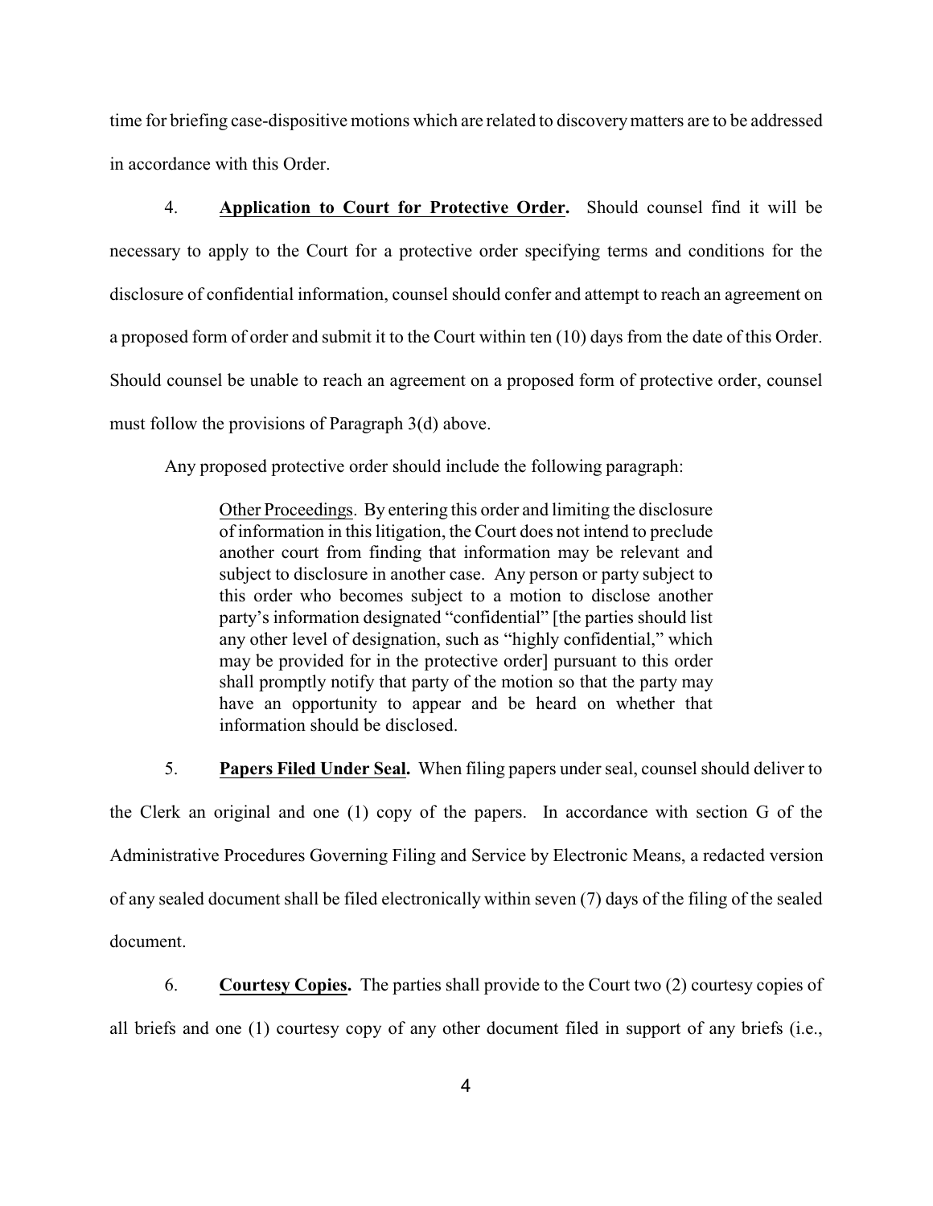time for briefing case-dispositive motions which are related to discovery matters are to be addressed in accordance with this Order.

4. **Application to Court for Protective Order.** Should counsel find it will be necessary to apply to the Court for a protective order specifying terms and conditions for the disclosure of confidential information, counsel should confer and attempt to reach an agreement on a proposed form of order and submit it to the Court within ten (10) days from the date of this Order. Should counsel be unable to reach an agreement on a proposed form of protective order, counsel must follow the provisions of Paragraph 3(d) above.

Any proposed protective order should include the following paragraph:

> Other Proceedings. By entering this order and limiting the disclosure of information in this litigation, the Court does not intend to preclude another court from finding that information may be relevant and subject to disclosure in another case. Any person or party subject to this order who becomes subject to a motion to disclose another party's information designated "confidential" [the parties should list any other level of designation, such as "highly confidential," which may be provided for in the protective order] pursuant to this order shall promptly notify that party of the motion so that the party may have an opportunity to appear and be heard on whether that information should be disclosed.

5. **Papers Filed Under Seal.** When filing papers under seal, counsel should deliver to the Clerk an original and one (1) copy of the papers. In accordance with section G of the Administrative Procedures Governing Filing and Service by Electronic Means, a redacted version of any sealed document shall be filed electronically within seven (7) days of the filing of the sealed document.

6. **Courtesy Copies.** The parties shall provide to the Court two (2) courtesy copies of all briefs and one (1) courtesy copy of any other document filed in support of any briefs (i.e.,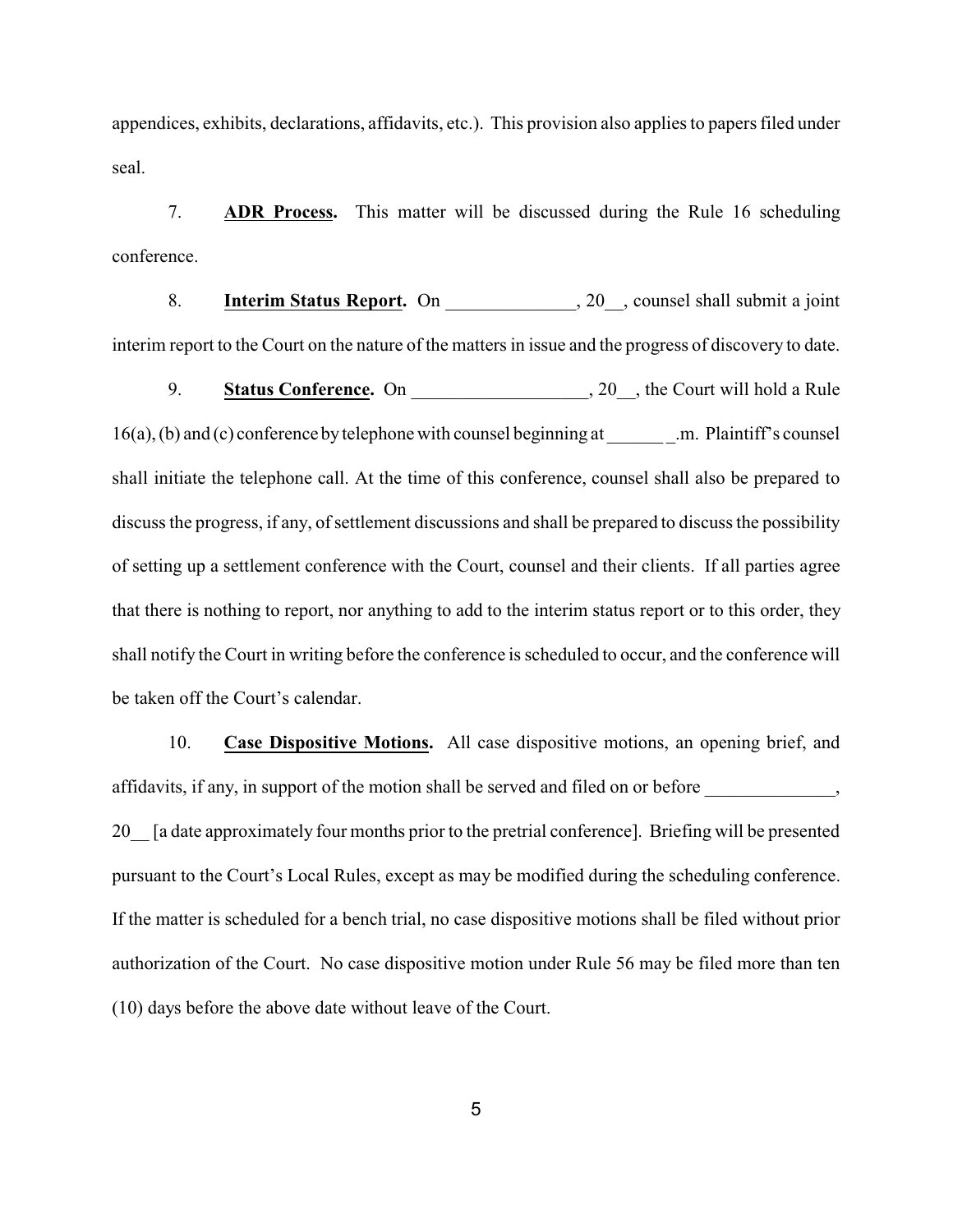appendices, exhibits, declarations, affidavits, etc.). This provision also applies to papers filed under seal.

7. **ADR Process.** This matter will be discussed during the Rule 16 scheduling conference.

8. **Interim Status Report.** On ______________, 20__, counsel shall submit a joint interim report to the Court on the nature of the matters in issue and the progress of discovery to date.

9. **Status Conference.** On ___________________, 20__, the Court will hold a Rule 16(a), (b) and (c) conference by telephone with counsel beginning at ______ _.m. Plaintiff's counsel shall initiate the telephone call. At the time of this conference, counsel shall also be prepared to discuss the progress, if any, of settlement discussions and shall be prepared to discuss the possibility of setting up a settlement conference with the Court, counsel and their clients. If all parties agree that there is nothing to report, nor anything to add to the interim status report or to this order, they shall notify the Court in writing before the conference is scheduled to occur, and the conference will be taken off the Court's calendar.

10. **Case Dispositive Motions.** All case dispositive motions, an opening brief, and affidavits, if any, in support of the motion shall be served and filed on or before ______________, 20__ [a date approximately four months prior to the pretrial conference]. Briefing will be presented pursuant to the Court's Local Rules, except as may be modified during the scheduling conference. If the matter is scheduled for a bench trial, no case dispositive motions shall be filed without prior authorization of the Court. No case dispositive motion under Rule 56 may be filed more than ten (10) days before the above date without leave of the Court.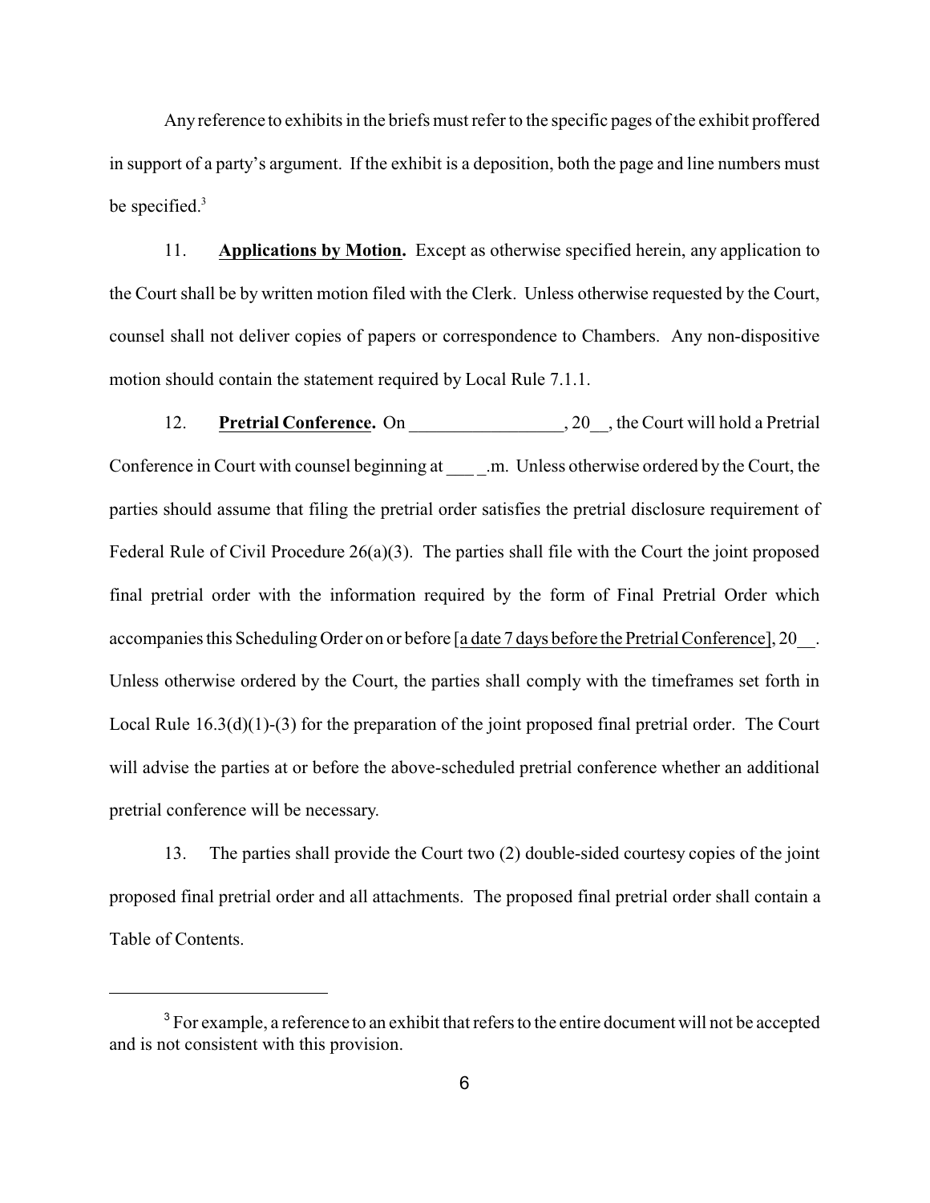Any reference to exhibits in the briefs must refer to the specific pages of the exhibit proffered in support of a party's argument. If the exhibit is a deposition, both the page and line numbers must be specified.[3]

11. **Applications by Motion.** Except as otherwise specified herein, any application to the Court shall be by written motion filed with the Clerk. Unless otherwise requested by the Court, counsel shall not deliver copies of papers or correspondence to Chambers. Any non-dispositive motion should contain the statement required by Local Rule 7.1.1.

12. **Pretrial Conference.** On _________________, 20__, the Court will hold a Pretrial Conference in Court with counsel beginning at ___ _.m. Unless otherwise ordered by the Court, the parties should assume that filing the pretrial order satisfies the pretrial disclosure requirement of Federal Rule of Civil Procedure 26(a)(3). The parties shall file with the Court the joint proposed final pretrial order with the information required by the form of Final Pretrial Order which accompanies this Scheduling Order on or before [a date 7 days before the Pretrial Conference], 20__. Unless otherwise ordered by the Court, the parties shall comply with the timeframes set forth in Local Rule 16.3(d)(1)-(3) for the preparation of the joint proposed final pretrial order. The Court will advise the parties at or before the above-scheduled pretrial conference whether an additional pretrial conference will be necessary.

13. The parties shall provide the Court two (2) double-sided courtesy copies of the joint proposed final pretrial order and all attachments. The proposed final pretrial order shall contain a Table of Contents.

---

[3] For example, a reference to an exhibit that refers to the entire document will not be accepted and is not consistent with this provision.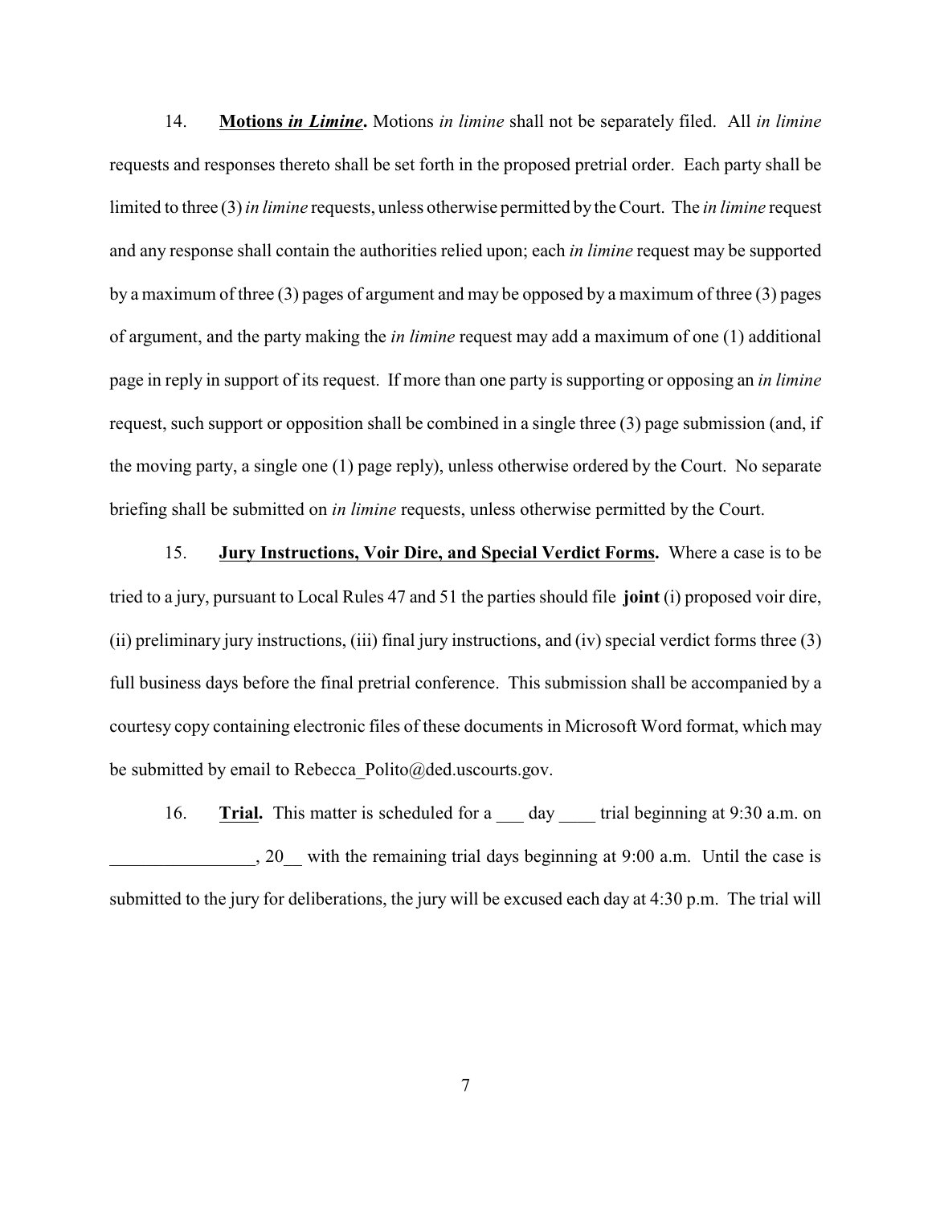14. **Motions *in Limine*.** Motions *in limine* shall not be separately filed. All *in limine* requests and responses thereto shall be set forth in the proposed pretrial order. Each party shall be limited to three (3) *in limine* requests, unless otherwise permitted by the Court. The *in limine* request and any response shall contain the authorities relied upon; each *in limine* request may be supported by a maximum of three (3) pages of argument and may be opposed by a maximum of three (3) pages of argument, and the party making the *in limine* request may add a maximum of one (1) additional page in reply in support of its request. If more than one party is supporting or opposing an *in limine* request, such support or opposition shall be combined in a single three (3) page submission (and, if the moving party, a single one (1) page reply), unless otherwise ordered by the Court. No separate briefing shall be submitted on *in limine* requests, unless otherwise permitted by the Court.

15. **Jury Instructions, Voir Dire, and Special Verdict Forms.** Where a case is to be tried to a jury, pursuant to Local Rules 47 and 51 the parties should file **joint** (i) proposed voir dire, (ii) preliminary jury instructions, (iii) final jury instructions, and (iv) special verdict forms three (3) full business days before the final pretrial conference. This submission shall be accompanied by a courtesy copy containing electronic files of these documents in Microsoft Word format, which may be submitted by email to Rebecca_Polito@ded.uscourts.gov.

16. **Trial.** This matter is scheduled for a ___ day ____ trial beginning at 9:30 a.m. on ________________, 20__ with the remaining trial days beginning at 9:00 a.m. Until the case is submitted to the jury for deliberations, the jury will be excused each day at 4:30 p.m. The trial will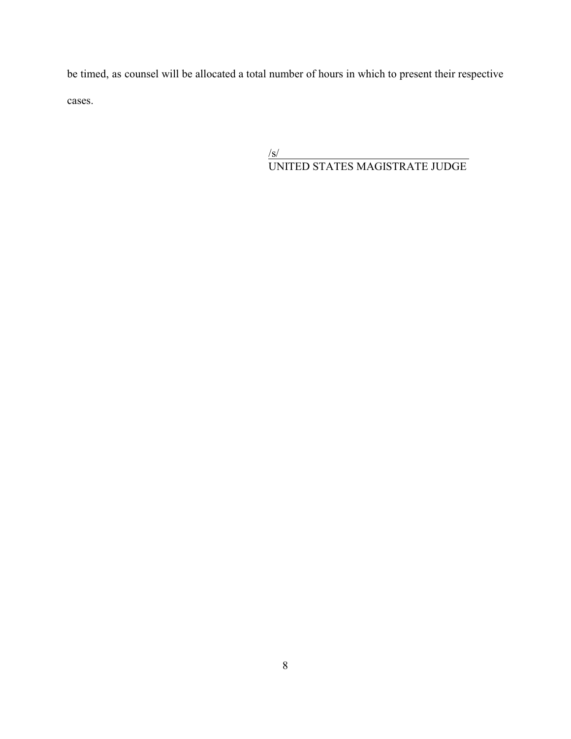be timed, as counsel will be allocated a total number of hours in which to present their respective cases.

/s/
UNITED STATES MAGISTRATE JUDGE